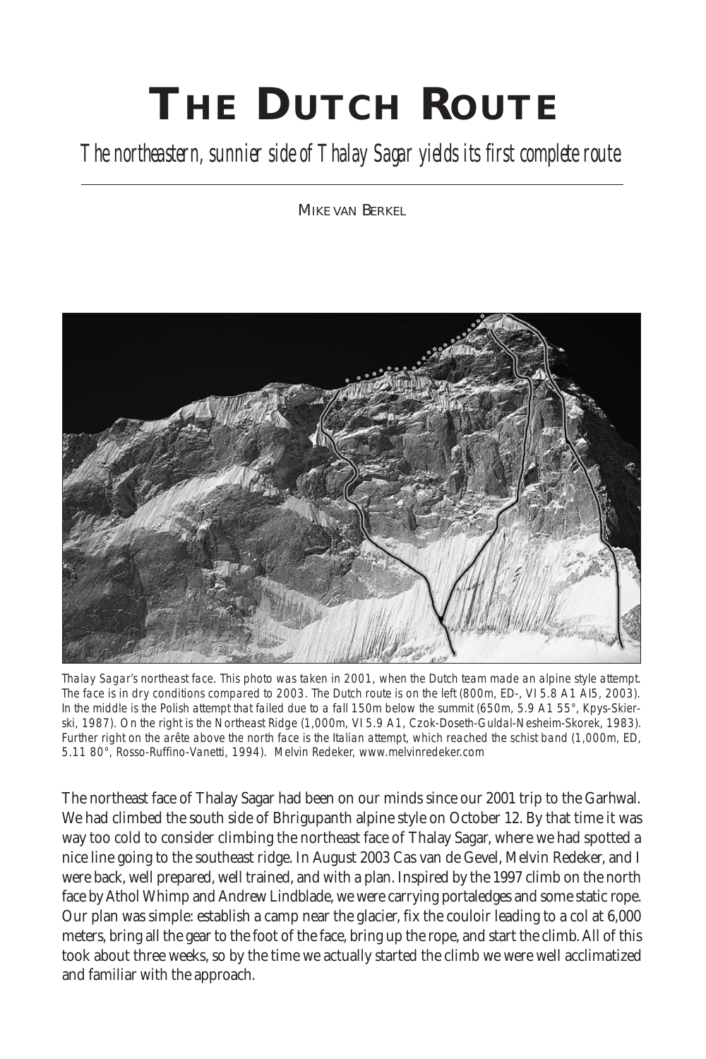# THE DUTCH ROUTE

*The northeastern, sunnier side of Thalay Sagar yields its first complete route*

MIKE VAN BERKEL

*Thalay Sagar's northeast face. This photo was taken in 2001, when the Dutch team made an alpine style attempt. The face is in dry conditions compared to 2003. The Dutch route is on the left (800m, ED-, VI 5.8 A1 AI5, 2003). In the middle is the Polish attempt that failed due to a fall 150m below the summit (650m, 5.9 A1 55°, Kpys-Skierski, 1987). On the right is the Northeast Ridge (1,000m, VI 5.9 A1, Czok-Doseth-Guldal-Nesheim-Skorek, 1983). Further right on the arête above the north face is the Italian attempt, which reached the schist band (1,000m, ED, 5.11 80°, Rosso-Ruffino-Vanetti, 1994). Melvin Redeker, www.melvinredeker.com*

The northeast face of Thalay Sagar had been on our minds since our 2001 trip to the Garhwal. We had climbed the south side of Bhrigupanth alpine style on October 12. By that time it was way too cold to consider climbing the northeast face of Thalay Sagar, where we had spotted a nice line going to the southeast ridge. In August 2003 Cas van de Gevel, Melvin Redeker, and I were back, well prepared, well trained, and with a plan. Inspired by the 1997 climb on the north face by Athol Whimp and Andrew Lindblade, we were carrying portaledges and some static rope. Our plan was simple: establish a camp near the glacier, fix the couloir leading to a col at 6,000 meters, bring all the gear to the foot of the face, bring up the rope, and start the climb. All of this took about three weeks, so by the time we actually started the climb we were well acclimatized and familiar with the approach.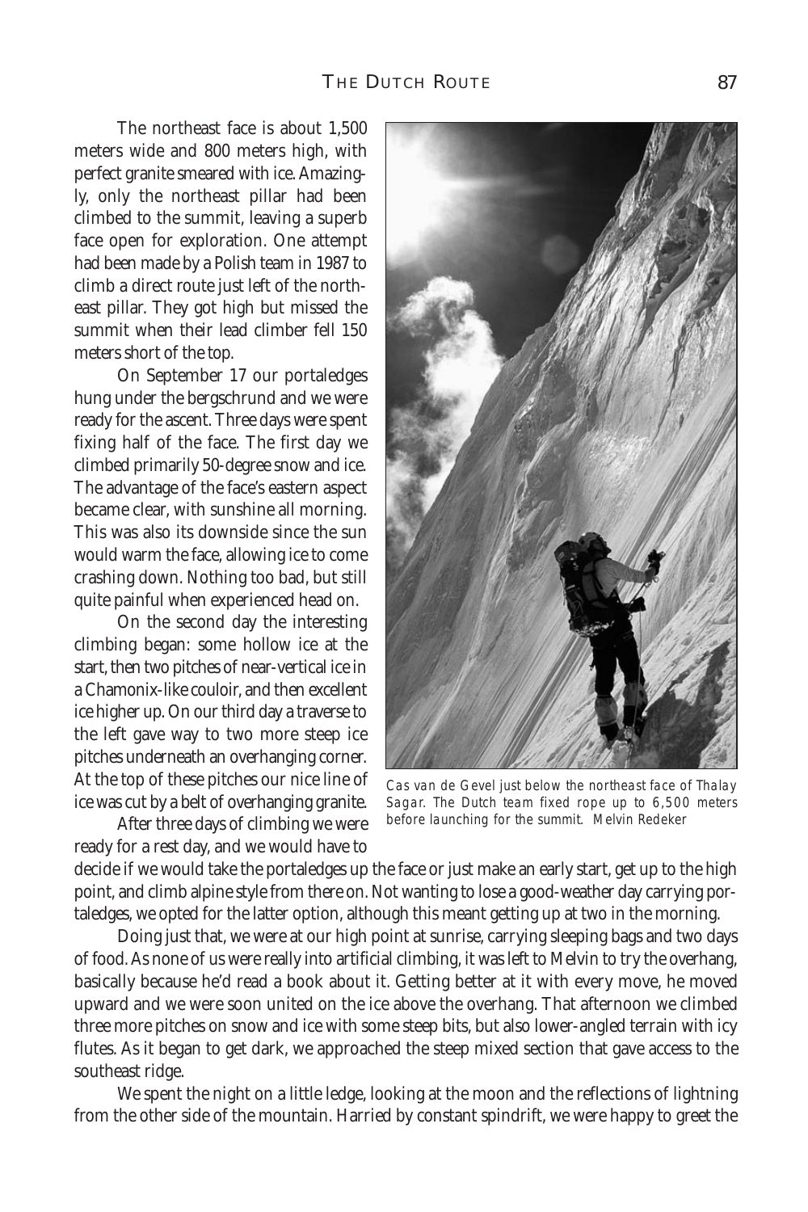The northeast face is about 1,500 meters wide and 800 meters high, with perfect granite smeared with ice. Amazingly, only the northeast pillar had been climbed to the summit, leaving a superb face open for exploration. One attempt had been made by a Polish team in 1987 to climb a direct route just left of the northeast pillar. They got high but missed the summit when their lead climber fell 150 meters short of the top.

On September 17 our portaledges hung under the bergschrund and we were ready for the ascent. Three days were spent fixing half of the face. The first day we climbed primarily 50-degree snow and ice. The advantage of the face's eastern aspect became clear, with sunshine all morning. This was also its downside since the sun would warm the face, allowing ice to come crashing down. Nothing too bad, but still quite painful when experienced head on.

On the second day the interesting climbing began: some hollow ice at the start, then two pitches of near-vertical ice in a Chamonix-like couloir, and then excellent ice higher up. On our third day a traverse to the left gave way to two more steep ice pitches underneath an overhanging corner. At the top of these pitches our nice line of ice was cut by a belt of overhanging granite.

*Cas van de Gevel just below the northeast face of Thalay Sagar. The Dutch team fixed rope up to 6,500 meters before launching for the summit. Melvin Redeker*

After three days of climbing we were ready for a rest day, and we would have to decide if we would take the portaledges up the face or just make an early start, get up to the high point, and climb alpine style from there on. Not wanting to lose a good-weather day carrying portaledges, we opted for the latter option, although this meant getting up at two in the morning.

Doing just that, we were at our high point at sunrise, carrying sleeping bags and two days of food. As none of us were really into artificial climbing, it was left to Melvin to try the overhang, basically because he'd read a book about it. Getting better at it with every move, he moved upward and we were soon united on the ice above the overhang. That afternoon we climbed three more pitches on snow and ice with some steep bits, but also lower-angled terrain with icy flutes. As it began to get dark, we approached the steep mixed section that gave access to the southeast ridge.

We spent the night on a little ledge, looking at the moon and the reflections of lightning from the other side of the mountain. Harried by constant spindrift, we were happy to greet the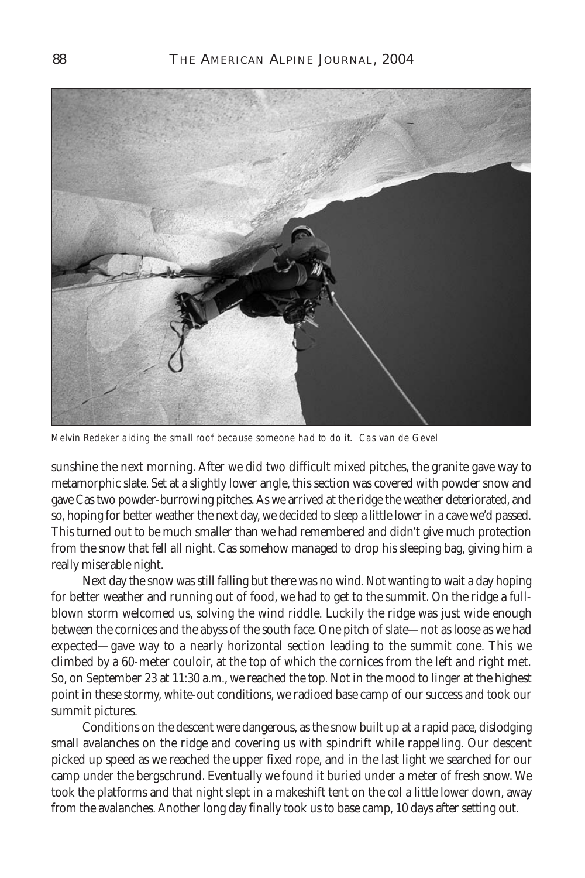*Melvin Redeker aiding the small roof because someone had to do it. Cas van de Gevel*

sunshine the next morning. After we did two difficult mixed pitches, the granite gave way to metamorphic slate. Set at a slightly lower angle, this section was covered with powder snow and gave Cas two powder-burrowing pitches. As we arrived at the ridge the weather deteriorated, and so, hoping for better weather the next day, we decided to sleep a little lower in a cave we'd passed. This turned out to be much smaller than we had remembered and didn't give much protection from the snow that fell all night. Cas somehow managed to drop his sleeping bag, giving him a really miserable night.

Next day the snow was still falling but there was no wind. Not wanting to wait a day hoping for better weather and running out of food, we had to get to the summit. On the ridge a full-blown storm welcomed us, solving the wind riddle. Luckily the ridge was just wide enough between the cornices and the abyss of the south face. One pitch of slate—not as loose as we had expected—gave way to a nearly horizontal section leading to the summit cone. This we climbed by a 60-meter couloir, at the top of which the cornices from the left and right met. So, on September 23 at 11:30 a.m., we reached the top. Not in the mood to linger at the highest point in these stormy, white-out conditions, we radioed base camp of our success and took our summit pictures.

Conditions on the descent were dangerous, as the snow built up at a rapid pace, dislodging small avalanches on the ridge and covering us with spindrift while rappelling. Our descent picked up speed as we reached the upper fixed rope, and in the last light we searched for our camp under the bergschrund. Eventually we found it buried under a meter of fresh snow. We took the platforms and that night slept in a makeshift tent on the col a little lower down, away from the avalanches. Another long day finally took us to base camp, 10 days after setting out.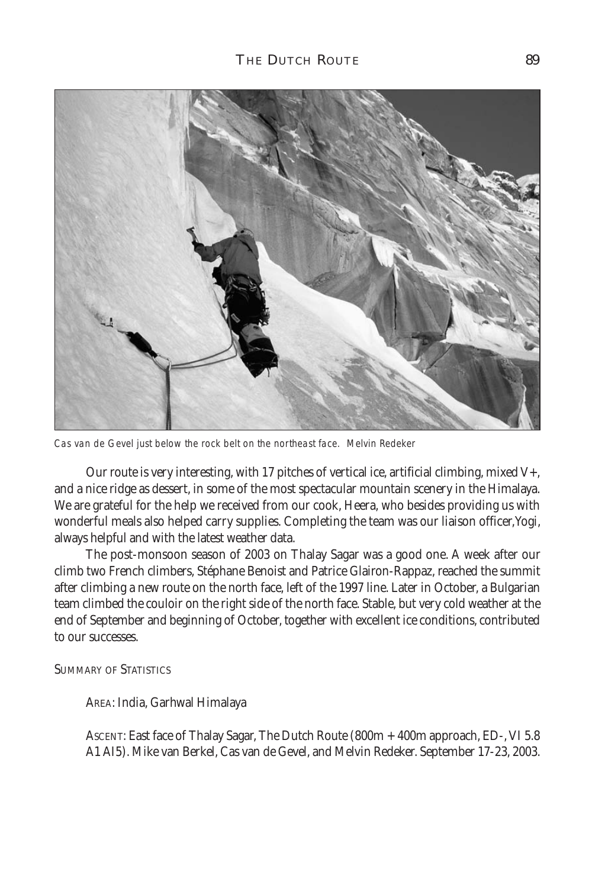*Cas van de Gevel just below the rock belt on the northeast face. Melvin Redeker*

Our route is very interesting, with 17 pitches of vertical ice, artificial climbing, mixed V+, and a nice ridge as dessert, in some of the most spectacular mountain scenery in the Himalaya. We are grateful for the help we received from our cook, Heera, who besides providing us with wonderful meals also helped carry supplies. Completing the team was our liaison officer,Yogi, always helpful and with the latest weather data.

The post-monsoon season of 2003 on Thalay Sagar was a good one. A week after our climb two French climbers, Stéphane Benoist and Patrice Glairon-Rappaz, reached the summit after climbing a new route on the north face, left of the 1997 line. Later in October, a Bulgarian team climbed the couloir on the right side of the north face. Stable, but very cold weather at the end of September and beginning of October, together with excellent ice conditions, contributed to our successes.

SUMMARY OF STATISTICS

AREA: India, Garhwal Himalaya

ASCENT: East face of Thalay Sagar, The Dutch Route (800m + 400m approach, ED-, VI 5.8 A1 AI5). Mike van Berkel, Cas van de Gevel, and Melvin Redeker. September 17-23, 2003.